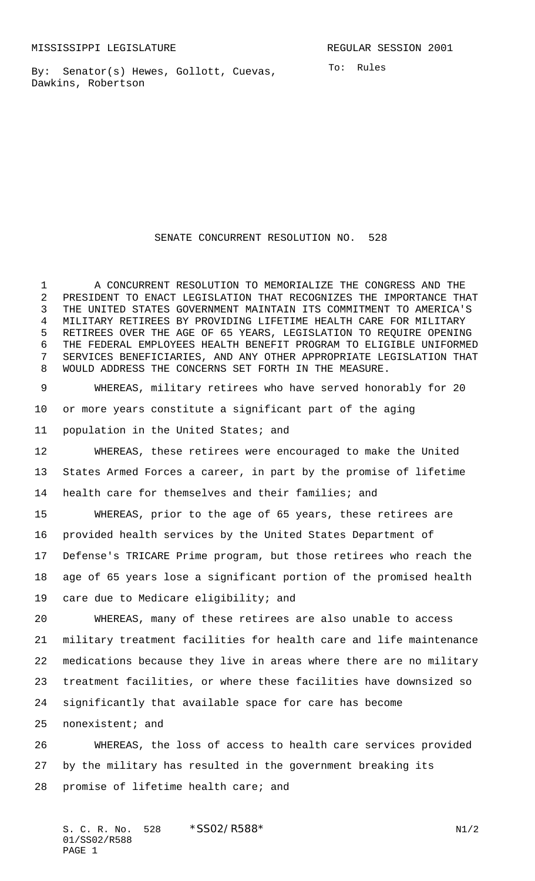MISSISSIPPI LEGISLATURE — REGULAR SESSION 2001

By: Senator(s) Hewes, Gollott, Cuevas, Dawkins, Robertson

To: Rules

# SENATE CONCURRENT RESOLUTION NO. 528

A CONCURRENT RESOLUTION TO MEMORIALIZE THE CONGRESS AND THE PRESIDENT TO ENACT LEGISLATION THAT RECOGNIZES THE IMPORTANCE THAT THE UNITED STATES GOVERNMENT MAINTAIN ITS COMMITMENT TO AMERICA'S MILITARY RETIREES BY PROVIDING LIFETIME HEALTH CARE FOR MILITARY RETIREES OVER THE AGE OF 65 YEARS, LEGISLATION TO REQUIRE OPENING THE FEDERAL EMPLOYEES HEALTH BENEFIT PROGRAM TO ELIGIBLE UNIFORMED SERVICES BENEFICIARIES, AND ANY OTHER APPROPRIATE LEGISLATION THAT WOULD ADDRESS THE CONCERNS SET FORTH IN THE MEASURE.

WHEREAS, military retirees who have served honorably for 20 or more years constitute a significant part of the aging population in the United States; and

WHEREAS, these retirees were encouraged to make the United States Armed Forces a career, in part by the promise of lifetime health care for themselves and their families; and

WHEREAS, prior to the age of 65 years, these retirees are provided health services by the United States Department of Defense's TRICARE Prime program, but those retirees who reach the age of 65 years lose a significant portion of the promised health care due to Medicare eligibility; and

WHEREAS, many of these retirees are also unable to access military treatment facilities for health care and life maintenance medications because they live in areas where there are no military treatment facilities, or where these facilities have downsized so significantly that available space for care has become nonexistent; and

WHEREAS, the loss of access to health care services provided by the military has resulted in the government breaking its promise of lifetime health care; and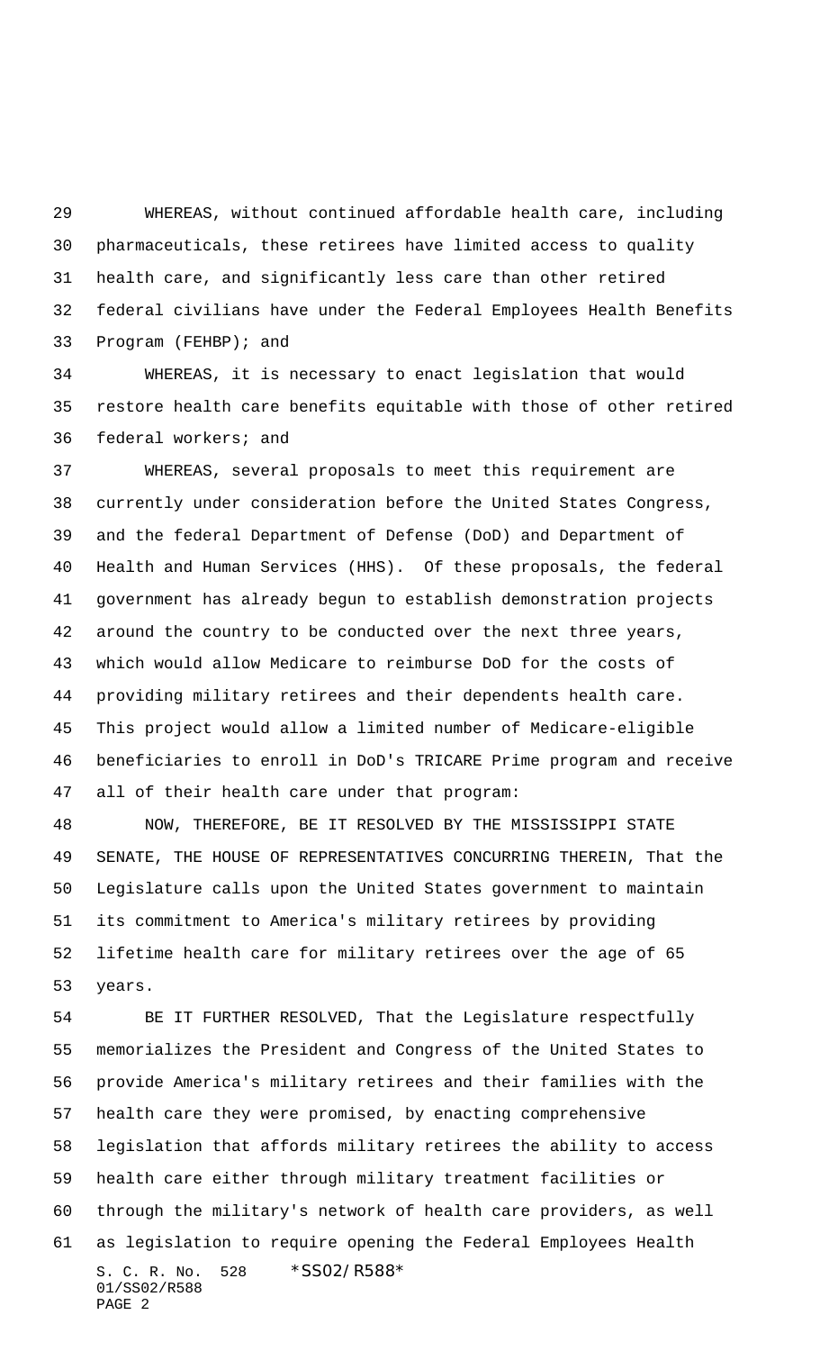WHEREAS, without continued affordable health care, including pharmaceuticals, these retirees have limited access to quality health care, and significantly less care than other retired federal civilians have under the Federal Employees Health Benefits Program (FEHBP); and

WHEREAS, it is necessary to enact legislation that would restore health care benefits equitable with those of other retired federal workers; and

WHEREAS, several proposals to meet this requirement are currently under consideration before the United States Congress, and the federal Department of Defense (DoD) and Department of Health and Human Services (HHS). Of these proposals, the federal government has already begun to establish demonstration projects around the country to be conducted over the next three years, which would allow Medicare to reimburse DoD for the costs of providing military retirees and their dependents health care. This project would allow a limited number of Medicare-eligible beneficiaries to enroll in DoD's TRICARE Prime program and receive all of their health care under that program:

NOW, THEREFORE, BE IT RESOLVED BY THE MISSISSIPPI STATE SENATE, THE HOUSE OF REPRESENTATIVES CONCURRING THEREIN, That the Legislature calls upon the United States government to maintain its commitment to America's military retirees by providing lifetime health care for military retirees over the age of 65 years.

BE IT FURTHER RESOLVED, That the Legislature respectfully memorializes the President and Congress of the United States to provide America's military retirees and their families with the health care they were promised, by enacting comprehensive legislation that affords military retirees the ability to access health care either through military treatment facilities or through the military's network of health care providers, as well as legislation to require opening the Federal Employees Health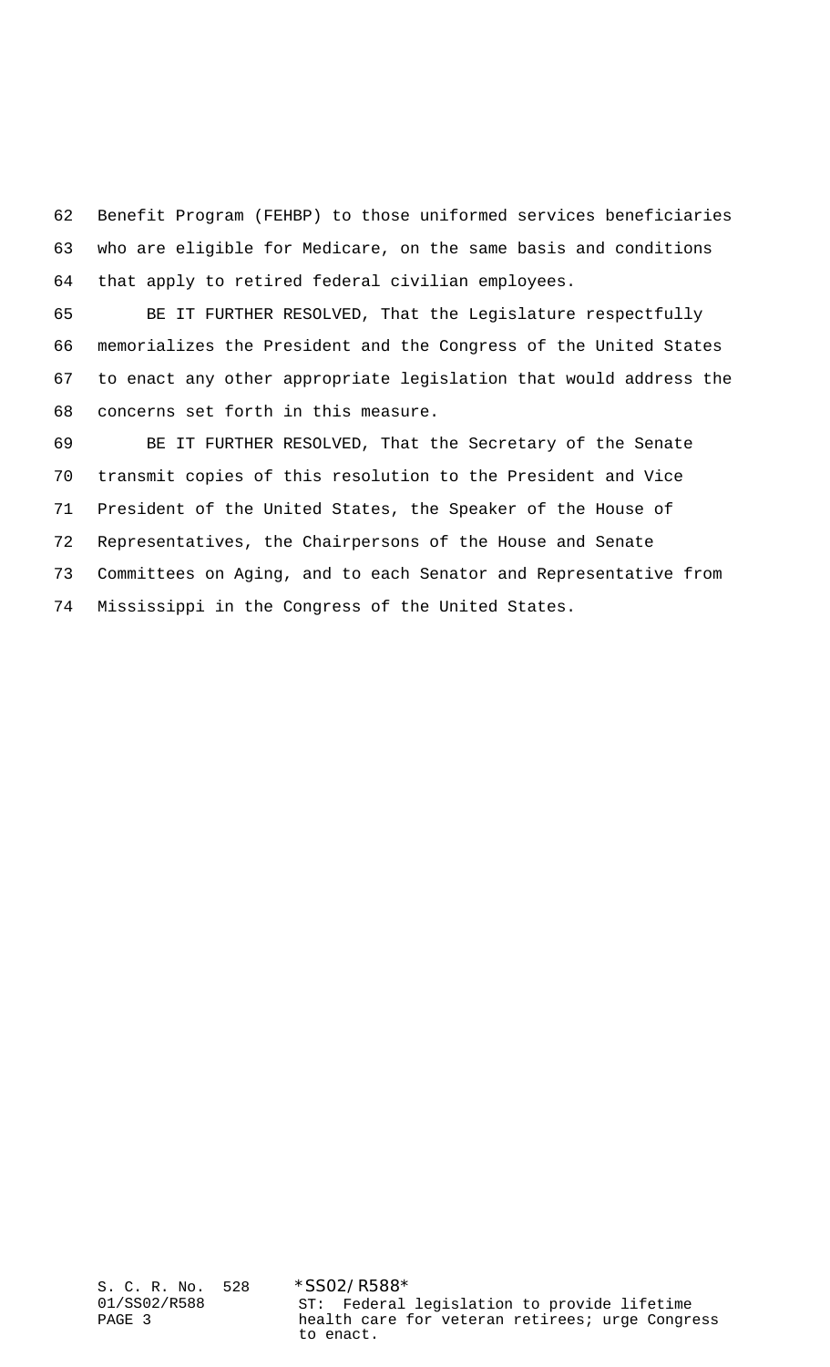Benefit Program (FEHBP) to those uniformed services beneficiaries who are eligible for Medicare, on the same basis and conditions that apply to retired federal civilian employees.

BE IT FURTHER RESOLVED, That the Legislature respectfully memorializes the President and the Congress of the United States to enact any other appropriate legislation that would address the concerns set forth in this measure.

BE IT FURTHER RESOLVED, That the Secretary of the Senate transmit copies of this resolution to the President and Vice President of the United States, the Speaker of the House of Representatives, the Chairpersons of the House and Senate Committees on Aging, and to each Senator and Representative from Mississippi in the Congress of the United States.